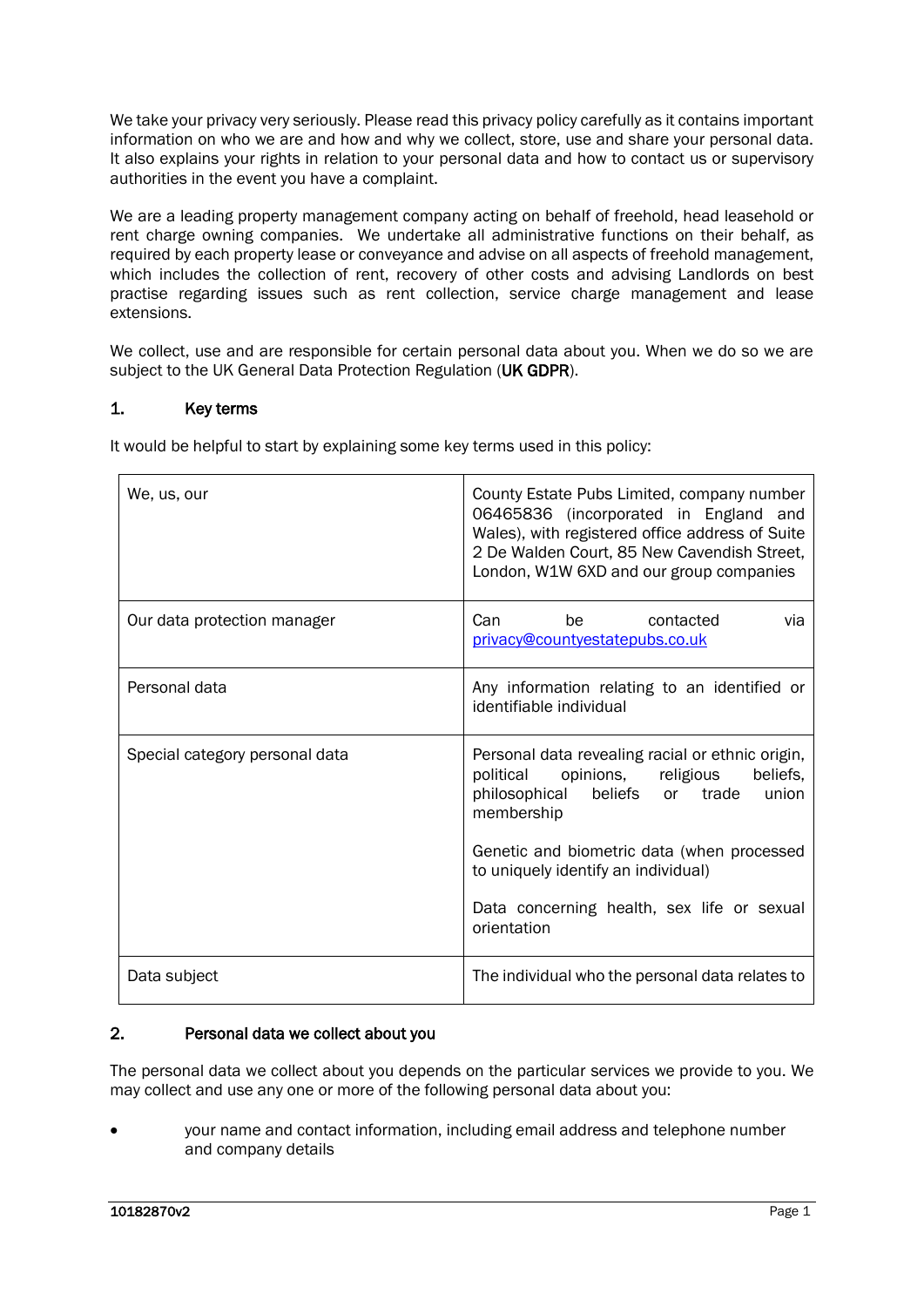We take your privacy very seriously. Please read this privacy policy carefully as it contains important information on who we are and how and why we collect, store, use and share your personal data. It also explains your rights in relation to your personal data and how to contact us or supervisory authorities in the event you have a complaint.

We are a leading property management company acting on behalf of freehold, head leasehold or rent charge owning companies. We undertake all administrative functions on their behalf, as required by each property lease or conveyance and advise on all aspects of freehold management, which includes the collection of rent, recovery of other costs and advising Landlords on best practise regarding issues such as rent collection, service charge management and lease extensions.

We collect, use and are responsible for certain personal data about you. When we do so we are subject to the UK General Data Protection Regulation (**UK GDPR**).

## 1. Key terms

It would be helpful to start by explaining some key terms used in this policy:

| | |
|---|---|
| We, us, our | County Estate Pubs Limited, company number 06465836 (incorporated in England and Wales), with registered office address of Suite 2 De Walden Court, 85 New Cavendish Street, London, W1W 6XD and our group companies |
| Our data protection manager | Can be contacted via privacy@countyestatepubs.co.uk |
| Personal data | Any information relating to an identified or identifiable individual |
| Special category personal data | Personal data revealing racial or ethnic origin, political opinions, religious beliefs, philosophical beliefs or trade union membership<br><br>Genetic and biometric data (when processed to uniquely identify an individual)<br><br>Data concerning health, sex life or sexual orientation |
| Data subject | The individual who the personal data relates to |

## 2. Personal data we collect about you

The personal data we collect about you depends on the particular services we provide to you. We may collect and use any one or more of the following personal data about you:

- your name and contact information, including email address and telephone number and company details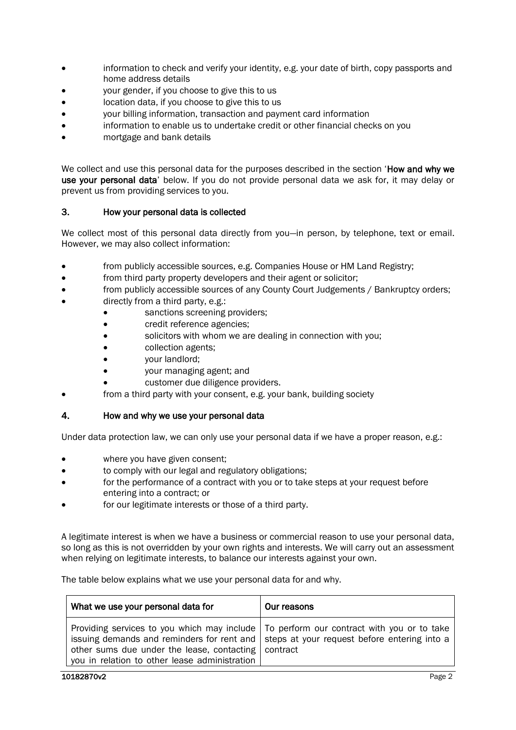- information to check and verify your identity, e.g. your date of birth, copy passports and home address details
- your gender, if you choose to give this to us
- location data, if you choose to give this to us
- your billing information, transaction and payment card information
- information to enable us to undertake credit or other financial checks on you
- mortgage and bank details

We collect and use this personal data for the purposes described in the section '**How and why we use your personal data**' below. If you do not provide personal data we ask for, it may delay or prevent us from providing services to you.

## 3. How your personal data is collected

We collect most of this personal data directly from you—in person, by telephone, text or email. However, we may also collect information:

- from publicly accessible sources, e.g. Companies House or HM Land Registry;
- from third party property developers and their agent or solicitor;
- from publicly accessible sources of any County Court Judgements / Bankruptcy orders;
- directly from a third party, e.g.:
  - sanctions screening providers;
  - credit reference agencies;
  - solicitors with whom we are dealing in connection with you;
  - collection agents;
  - your landlord;
  - your managing agent; and
  - customer due diligence providers.
- from a third party with your consent, e.g. your bank, building society

## 4. How and why we use your personal data

Under data protection law, we can only use your personal data if we have a proper reason, e.g.:

- where you have given consent;
- to comply with our legal and regulatory obligations;
- for the performance of a contract with you or to take steps at your request before entering into a contract; or
- for our legitimate interests or those of a third party.

A legitimate interest is when we have a business or commercial reason to use your personal data, so long as this is not overridden by your own rights and interests. We will carry out an assessment when relying on legitimate interests, to balance our interests against your own.

The table below explains what we use your personal data for and why.

| What we use your personal data for | Our reasons |
|---|---|
| Providing services to you which may include issuing demands and reminders for rent and other sums due under the lease, contacting you in relation to other lease administration | To perform our contract with you or to take steps at your request before entering into a contract |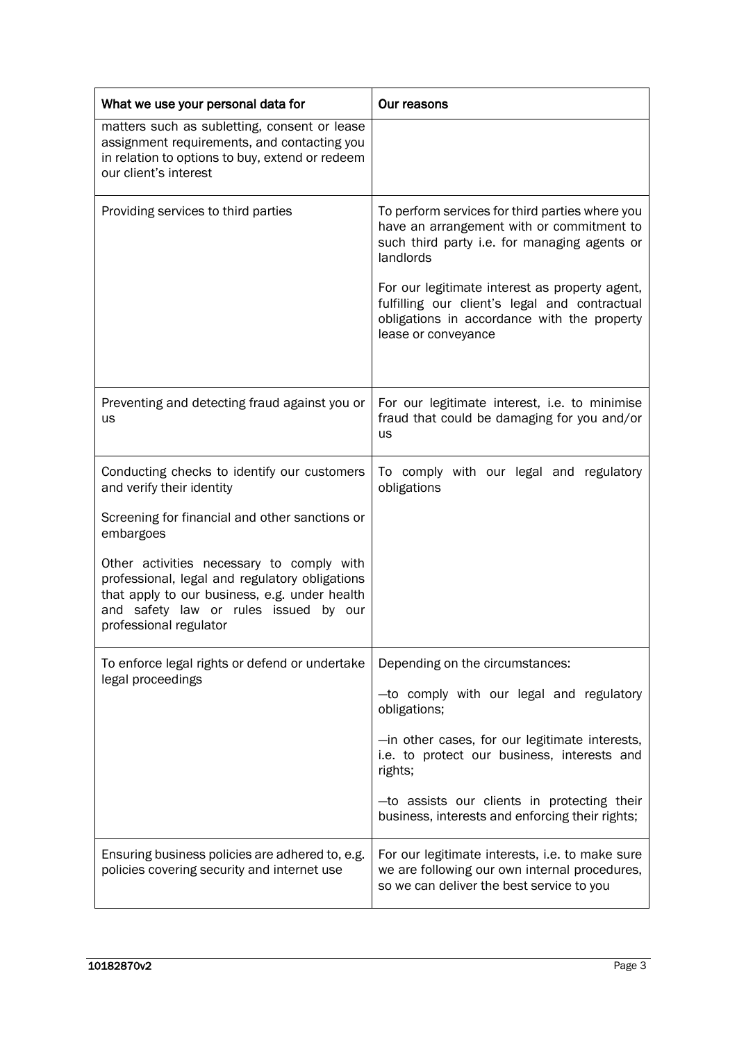| What we use your personal data for | Our reasons |
|---|---|
| matters such as subletting, consent or lease assignment requirements, and contacting you in relation to options to buy, extend or redeem our client's interest | |
| Providing services to third parties | To perform services for third parties where you have an arrangement with or commitment to such third party i.e. for managing agents or landlords<br><br>For our legitimate interest as property agent, fulfilling our client's legal and contractual obligations in accordance with the property lease or conveyance |
| Preventing and detecting fraud against you or us | For our legitimate interest, i.e. to minimise fraud that could be damaging for you and/or us |
| Conducting checks to identify our customers and verify their identity<br><br>Screening for financial and other sanctions or embargoes<br><br>Other activities necessary to comply with professional, legal and regulatory obligations that apply to our business, e.g. under health and safety law or rules issued by our professional regulator | To comply with our legal and regulatory obligations |
| To enforce legal rights or defend or undertake legal proceedings | Depending on the circumstances:<br><br>—to comply with our legal and regulatory obligations;<br><br>—in other cases, for our legitimate interests, i.e. to protect our business, interests and rights;<br><br>—to assists our clients in protecting their business, interests and enforcing their rights; |
| Ensuring business policies are adhered to, e.g. policies covering security and internet use | For our legitimate interests, i.e. to make sure we are following our own internal procedures, so we can deliver the best service to you |

10182870v2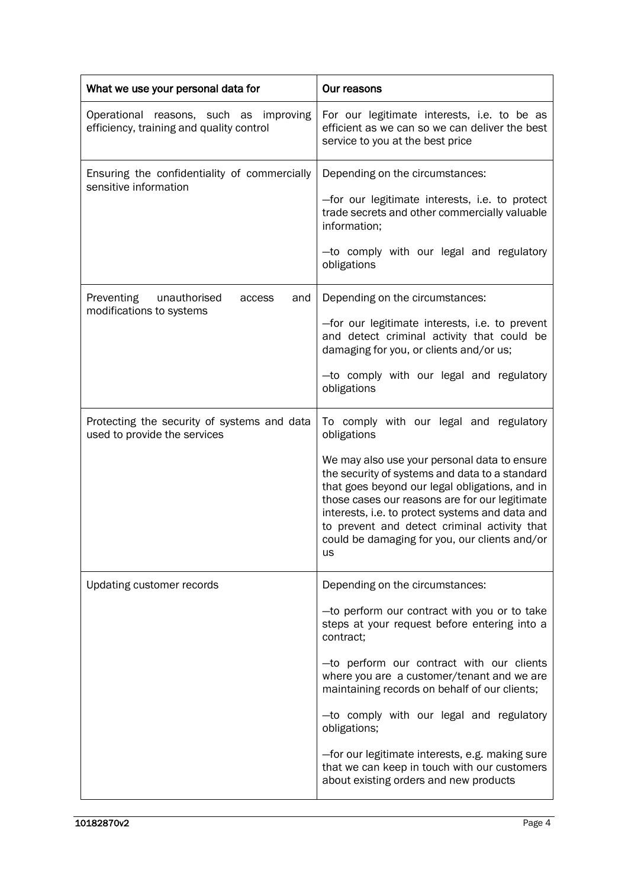| What we use your personal data for | Our reasons |
|---|---|
| Operational reasons, such as improving efficiency, training and quality control | For our legitimate interests, i.e. to be as efficient as we can so we can deliver the best service to you at the best price |
| Ensuring the confidentiality of commercially sensitive information | Depending on the circumstances:<br><br>—for our legitimate interests, i.e. to protect trade secrets and other commercially valuable information;<br><br>—to comply with our legal and regulatory obligations |
| Preventing unauthorised access and modifications to systems | Depending on the circumstances:<br><br>—for our legitimate interests, i.e. to prevent and detect criminal activity that could be damaging for you, or clients and/or us;<br><br>—to comply with our legal and regulatory obligations |
| Protecting the security of systems and data used to provide the services | To comply with our legal and regulatory obligations<br><br>We may also use your personal data to ensure the security of systems and data to a standard that goes beyond our legal obligations, and in those cases our reasons are for our legitimate interests, i.e. to protect systems and data and to prevent and detect criminal activity that could be damaging for you, our clients and/or us |
| Updating customer records | Depending on the circumstances:<br><br>—to perform our contract with you or to take steps at your request before entering into a contract;<br><br>—to perform our contract with our clients where you are a customer/tenant and we are maintaining records on behalf of our clients;<br><br>—to comply with our legal and regulatory obligations;<br><br>—for our legitimate interests, e.g. making sure that we can keep in touch with our customers about existing orders and new products |

10182870v2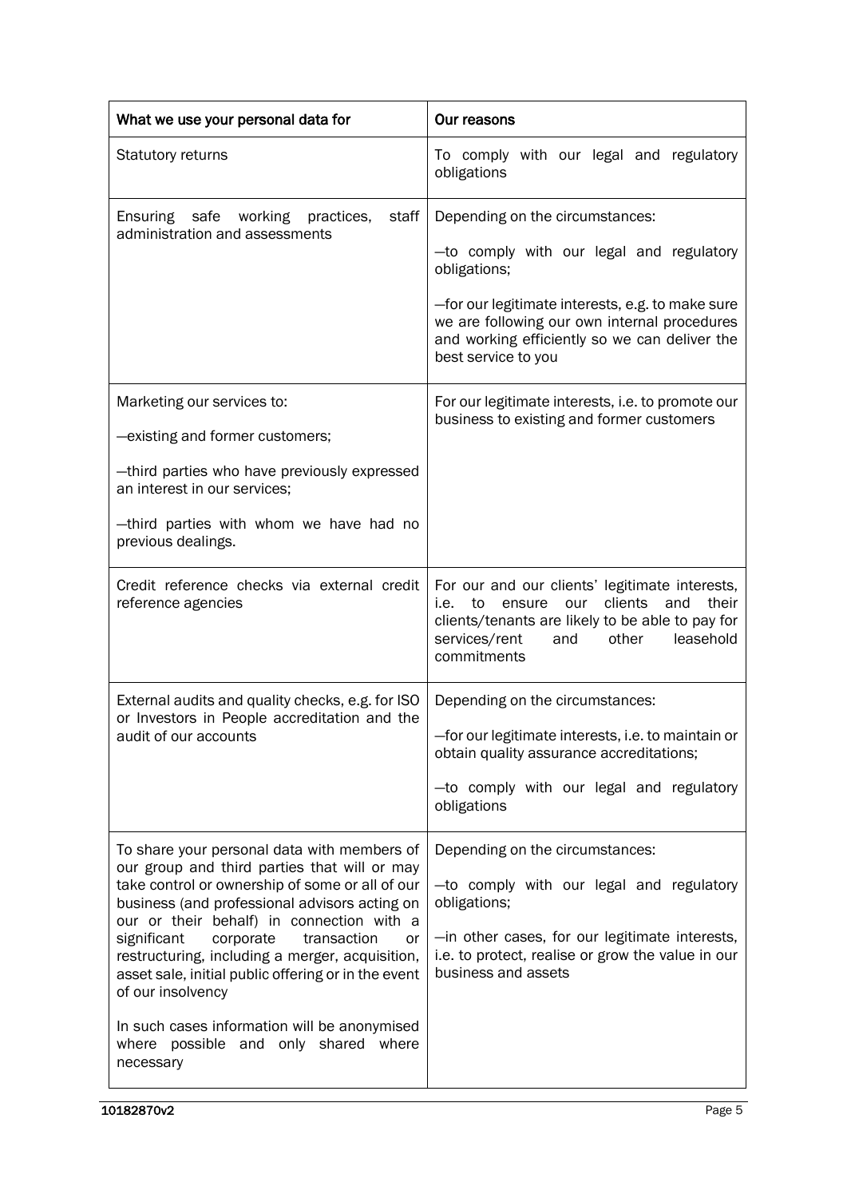| What we use your personal data for | Our reasons |
|---|---|
| Statutory returns | To comply with our legal and regulatory obligations |
| Ensuring safe working practices, staff administration and assessments | Depending on the circumstances:<br><br>—to comply with our legal and regulatory obligations;<br><br>—for our legitimate interests, e.g. to make sure we are following our own internal procedures and working efficiently so we can deliver the best service to you |
| Marketing our services to:<br><br>—existing and former customers;<br><br>—third parties who have previously expressed an interest in our services;<br><br>—third parties with whom we have had no previous dealings. | For our legitimate interests, i.e. to promote our business to existing and former customers |
| Credit reference checks via external credit reference agencies | For our and our clients' legitimate interests, i.e. to ensure our clients and their clients/tenants are likely to be able to pay for services/rent and other leasehold commitments |
| External audits and quality checks, e.g. for ISO or Investors in People accreditation and the audit of our accounts | Depending on the circumstances:<br><br>—for our legitimate interests, i.e. to maintain or obtain quality assurance accreditations;<br><br>—to comply with our legal and regulatory obligations |
| To share your personal data with members of our group and third parties that will or may take control or ownership of some or all of our business (and professional advisors acting on our or their behalf) in connection with a significant corporate transaction or restructuring, including a merger, acquisition, asset sale, initial public offering or in the event of our insolvency<br><br>In such cases information will be anonymised where possible and only shared where necessary | Depending on the circumstances:<br><br>—to comply with our legal and regulatory obligations;<br><br>—in other cases, for our legitimate interests, i.e. to protect, realise or grow the value in our business and assets |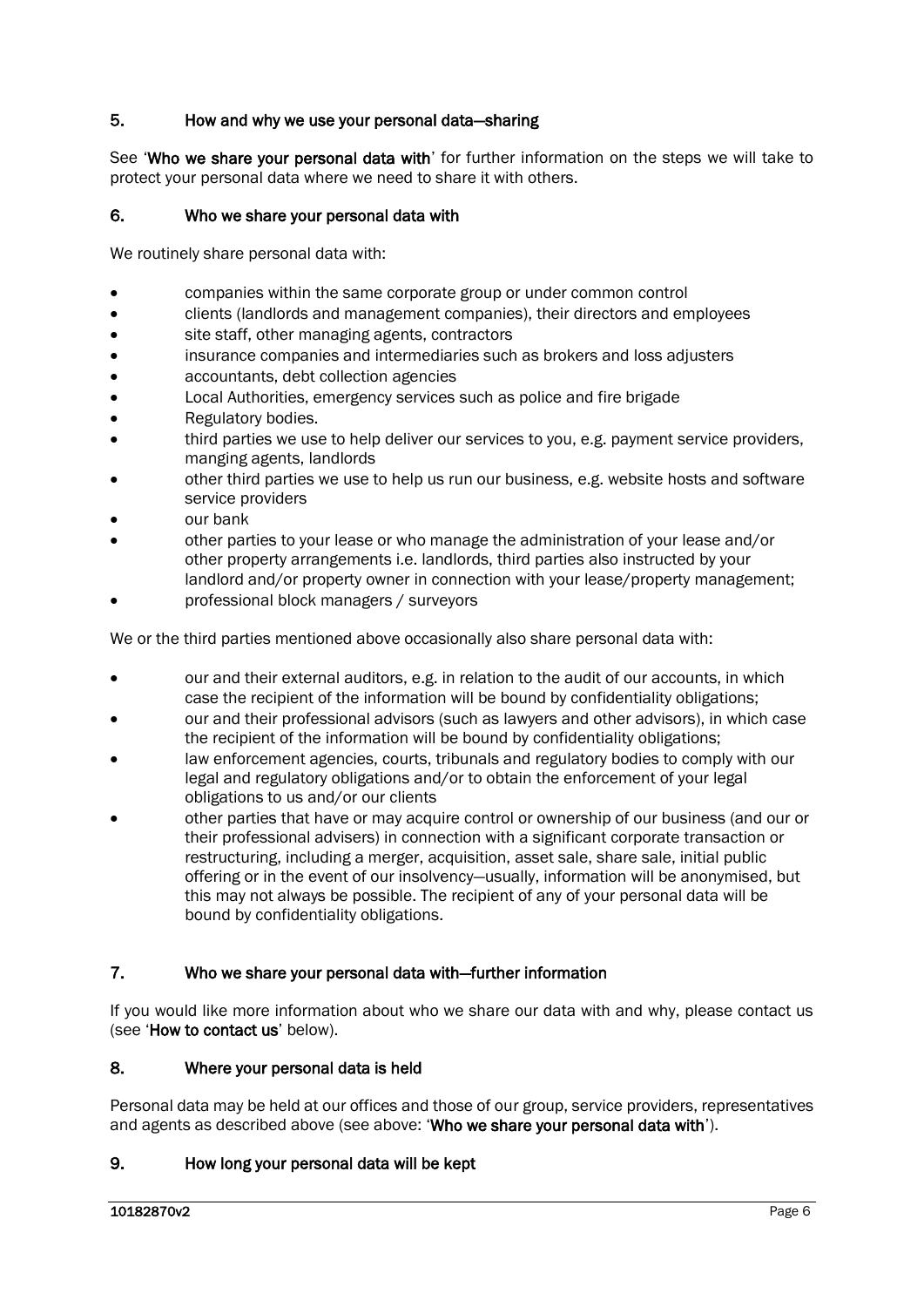## 5. How and why we use your personal data—sharing

See '**Who we share your personal data with**' for further information on the steps we will take to protect your personal data where we need to share it with others.

## 6. Who we share your personal data with

We routinely share personal data with:

- companies within the same corporate group or under common control
- clients (landlords and management companies), their directors and employees
- site staff, other managing agents, contractors
- insurance companies and intermediaries such as brokers and loss adjusters
- accountants, debt collection agencies
- Local Authorities, emergency services such as police and fire brigade
- Regulatory bodies.
- third parties we use to help deliver our services to you, e.g. payment service providers, manging agents, landlords
- other third parties we use to help us run our business, e.g. website hosts and software service providers
- our bank
- other parties to your lease or who manage the administration of your lease and/or other property arrangements i.e. landlords, third parties also instructed by your landlord and/or property owner in connection with your lease/property management;
- professional block managers / surveyors

We or the third parties mentioned above occasionally also share personal data with:

- our and their external auditors, e.g. in relation to the audit of our accounts, in which case the recipient of the information will be bound by confidentiality obligations;
- our and their professional advisors (such as lawyers and other advisors), in which case the recipient of the information will be bound by confidentiality obligations;
- law enforcement agencies, courts, tribunals and regulatory bodies to comply with our legal and regulatory obligations and/or to obtain the enforcement of your legal obligations to us and/or our clients
- other parties that have or may acquire control or ownership of our business (and our or their professional advisers) in connection with a significant corporate transaction or restructuring, including a merger, acquisition, asset sale, share sale, initial public offering or in the event of our insolvency—usually, information will be anonymised, but this may not always be possible. The recipient of any of your personal data will be bound by confidentiality obligations.

## 7. Who we share your personal data with—further information

If you would like more information about who we share our data with and why, please contact us (see '**How to contact us**' below).

## 8. Where your personal data is held

Personal data may be held at our offices and those of our group, service providers, representatives and agents as described above (see above: '**Who we share your personal data with**').

## 9. How long your personal data will be kept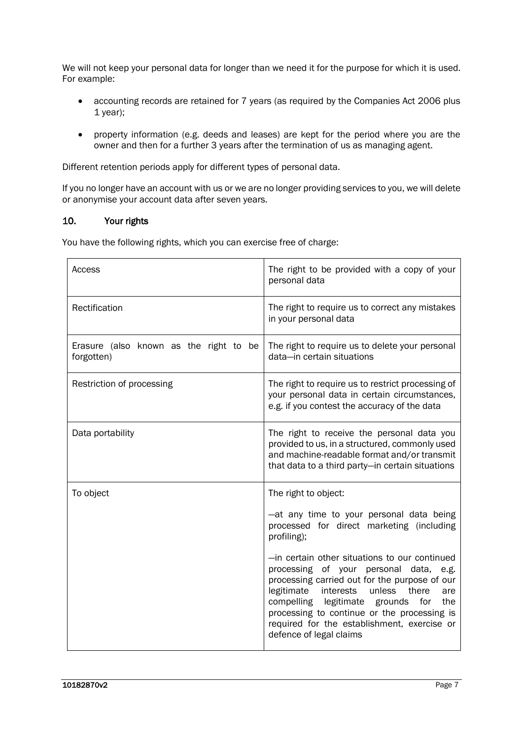We will not keep your personal data for longer than we need it for the purpose for which it is used. For example:

- accounting records are retained for 7 years (as required by the Companies Act 2006 plus 1 year);
- property information (e.g. deeds and leases) are kept for the period where you are the owner and then for a further 3 years after the termination of us as managing agent.

Different retention periods apply for different types of personal data.

If you no longer have an account with us or we are no longer providing services to you, we will delete or anonymise your account data after seven years.

## 10. Your rights

You have the following rights, which you can exercise free of charge:

| | |
|---|---|
| Access | The right to be provided with a copy of your personal data |
| Rectification | The right to require us to correct any mistakes in your personal data |
| Erasure (also known as the right to be forgotten) | The right to require us to delete your personal data—in certain situations |
| Restriction of processing | The right to require us to restrict processing of your personal data in certain circumstances, e.g. if you contest the accuracy of the data |
| Data portability | The right to receive the personal data you provided to us, in a structured, commonly used and machine-readable format and/or transmit that data to a third party—in certain situations |
| To object | The right to object:<br><br>—at any time to your personal data being processed for direct marketing (including profiling);<br><br>—in certain other situations to our continued processing of your personal data, e.g. processing carried out for the purpose of our legitimate interests unless there are compelling legitimate grounds for the processing to continue or the processing is required for the establishment, exercise or defence of legal claims |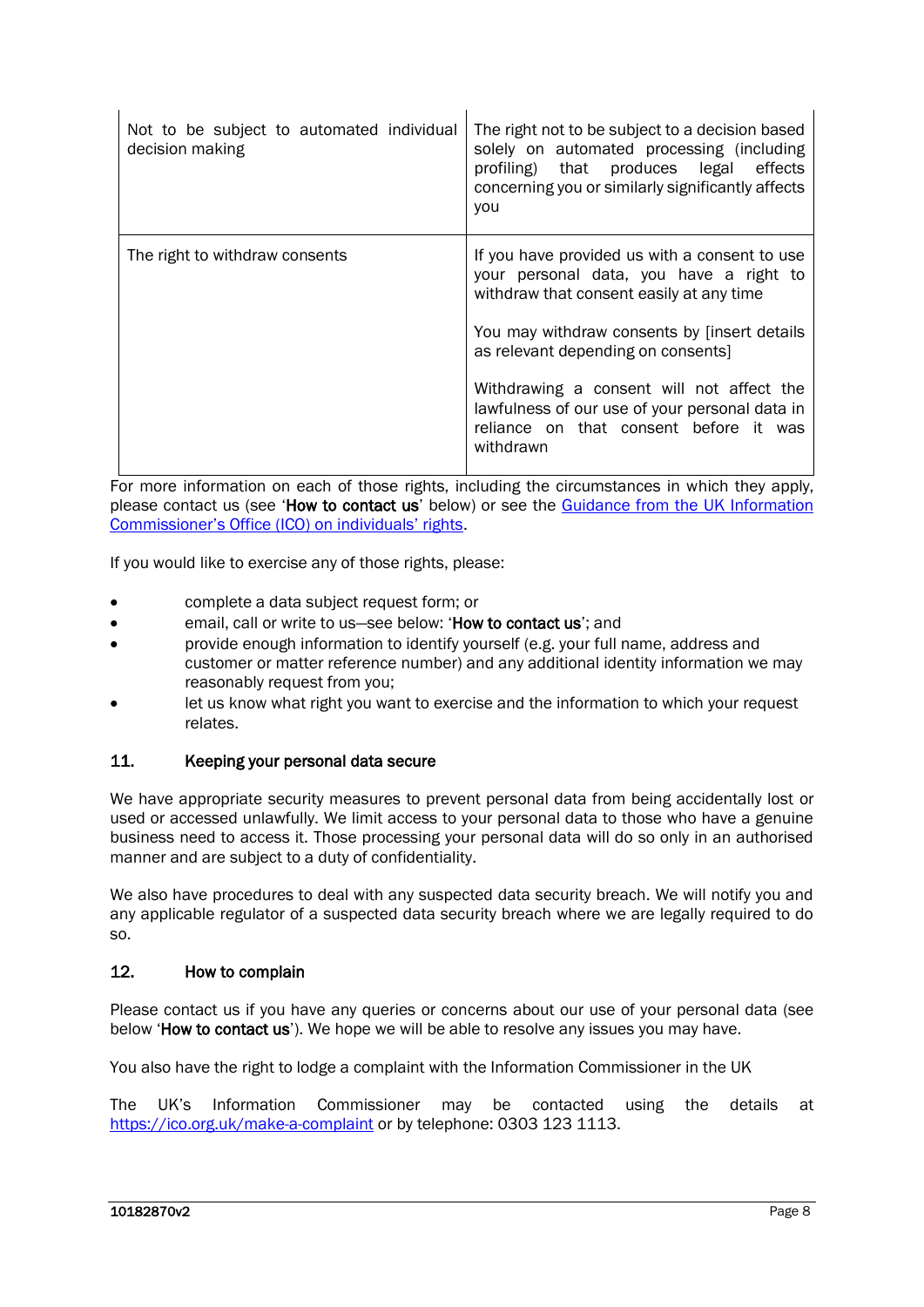| | |
|---|---|
| Not to be subject to automated individual decision making | The right not to be subject to a decision based solely on automated processing (including profiling) that produces legal effects concerning you or similarly significantly affects you |
| The right to withdraw consents | If you have provided us with a consent to use your personal data, you have a right to withdraw that consent easily at any time<br><br>You may withdraw consents by [insert details as relevant depending on consents]<br><br>Withdrawing a consent will not affect the lawfulness of our use of your personal data in reliance on that consent before it was withdrawn |

For more information on each of those rights, including the circumstances in which they apply, please contact us (see '**How to contact us**' below) or see the Guidance from the UK Information Commissioner's Office (ICO) on individuals' rights.

If you would like to exercise any of those rights, please:

- complete a data subject request form; or
- email, call or write to us—see below: '**How to contact us**'; and
- provide enough information to identify yourself (e.g. your full name, address and customer or matter reference number) and any additional identity information we may reasonably request from you;
- let us know what right you want to exercise and the information to which your request relates.

## 11. Keeping your personal data secure

We have appropriate security measures to prevent personal data from being accidentally lost or used or accessed unlawfully. We limit access to your personal data to those who have a genuine business need to access it. Those processing your personal data will do so only in an authorised manner and are subject to a duty of confidentiality.

We also have procedures to deal with any suspected data security breach. We will notify you and any applicable regulator of a suspected data security breach where we are legally required to do so.

## 12. How to complain

Please contact us if you have any queries or concerns about our use of your personal data (see below '**How to contact us**'). We hope we will be able to resolve any issues you may have.

You also have the right to lodge a complaint with the Information Commissioner in the UK

The UK's Information Commissioner may be contacted using the details at https://ico.org.uk/make-a-complaint or by telephone: 0303 123 1113.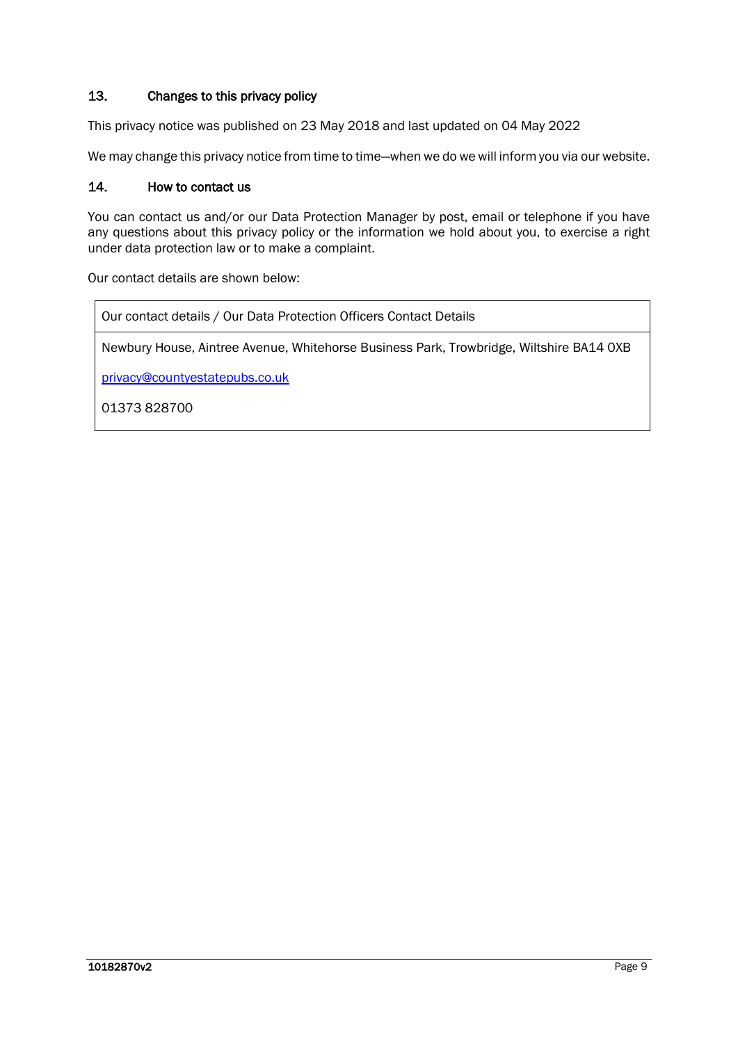## 13. Changes to this privacy policy

This privacy notice was published on 23 May 2018 and last updated on 04 May 2022

We may change this privacy notice from time to time—when we do we will inform you via our website.

## 14. How to contact us

You can contact us and/or our Data Protection Manager by post, email or telephone if you have any questions about this privacy policy or the information we hold about you, to exercise a right under data protection law or to make a complaint.

Our contact details are shown below:

| Our contact details / Our Data Protection Officers Contact Details |
| --- |
| Newbury House, Aintree Avenue, Whitehorse Business Park, Trowbridge, Wiltshire BA14 0XB<br><br>privacy@countyestatepubs.co.uk<br><br>01373 828700 |